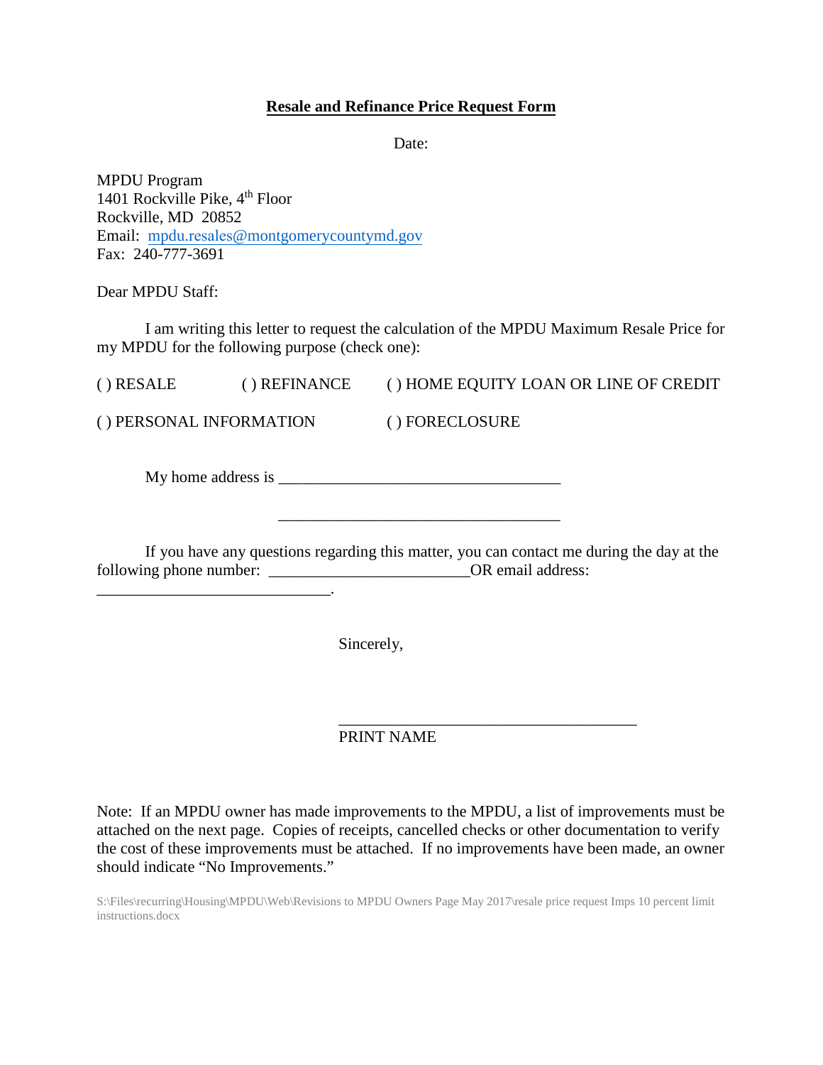**Resale and Refinance Price Request Form**

Date:

MPDU Program
1401 Rockville Pike, 4th Floor
Rockville, MD 20852
Email: mpdu.resales@montgomerycountymd.gov
Fax: 240-777-3691

Dear MPDU Staff:

I am writing this letter to request the calculation of the MPDU Maximum Resale Price for my MPDU for the following purpose (check one):

( ) RESALE ( ) REFINANCE ( ) HOME EQUITY LOAN OR LINE OF CREDIT

( ) PERSONAL INFORMATION ( ) FORECLOSURE

My home address is ___________________________________

___________________________________

If you have any questions regarding this matter, you can contact me during the day at the following phone number: _________________________OR email address: _____________________________.

Sincerely,

_____________________________________
PRINT NAME

Note: If an MPDU owner has made improvements to the MPDU, a list of improvements must be attached on the next page. Copies of receipts, cancelled checks or other documentation to verify the cost of these improvements must be attached. If no improvements have been made, an owner should indicate "No Improvements."

S:\Files\recurring\Housing\MPDU\Web\Revisions to MPDU Owners Page May 2017\resale price request Imps 10 percent limit instructions.docx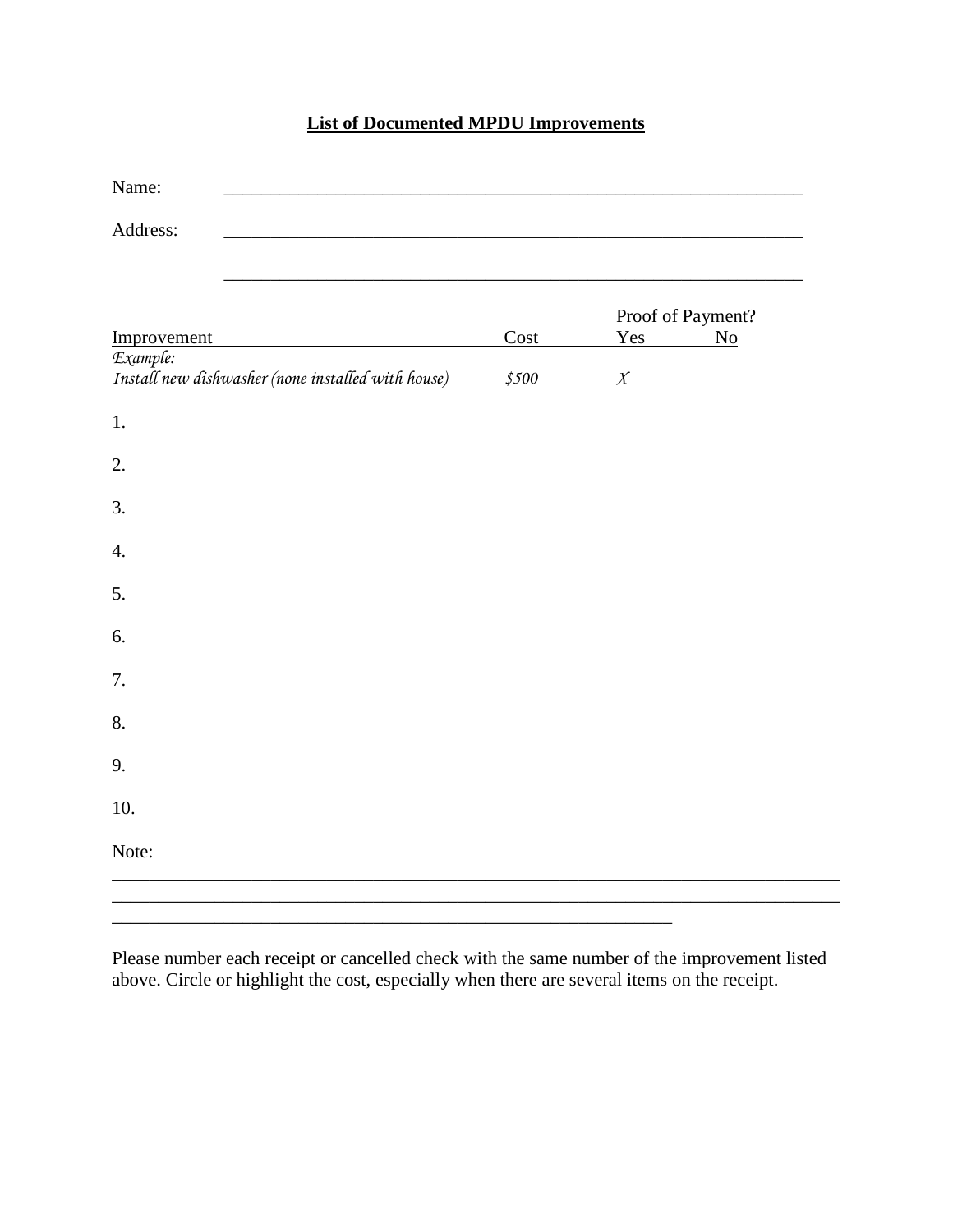**List of Documented MPDU Improvements**

Name: ______________________________________________________________

Address: ______________________________________________________________

______________________________________________________________

| Improvement | Cost | Proof of Payment? Yes | No |
|---|---|---|---|
| *Example:* *Install new dishwasher (none installed with house)* | *$500* | *X* | |
| 1. | | | |
| 2. | | | |
| 3. | | | |
| 4. | | | |
| 5. | | | |
| 6. | | | |
| 7. | | | |
| 8. | | | |
| 9. | | | |
| 10. | | | |

Note:
__________________________________________________________________________
__________________________________________________________________________
____________________________________________________________

Please number each receipt or cancelled check with the same number of the improvement listed above. Circle or highlight the cost, especially when there are several items on the receipt.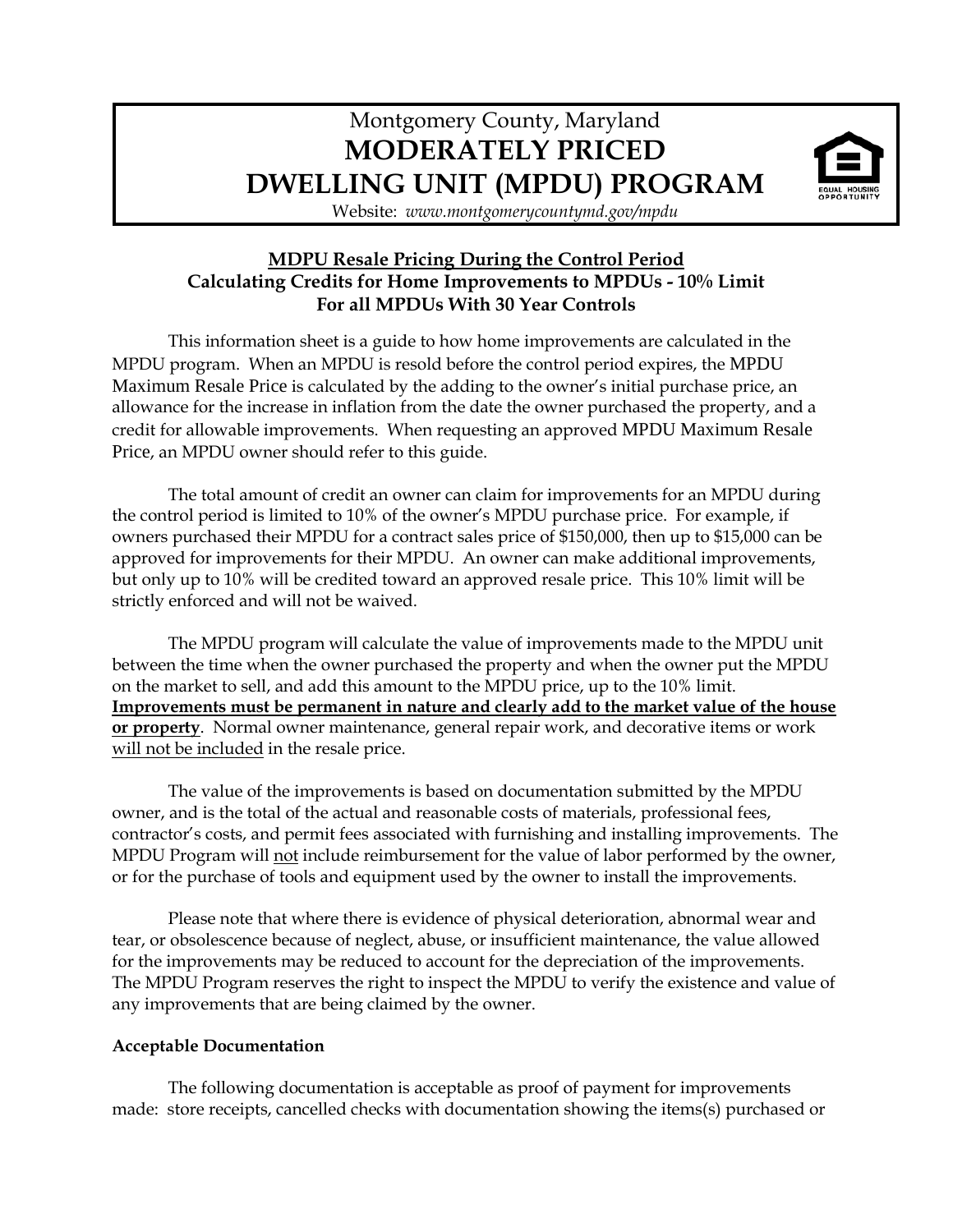# Montgomery County, Maryland
# MODERATELY PRICED DWELLING UNIT (MPDU) PROGRAM

Website: *www.montgomerycountymd.gov/mpdu*

## MDPU Resale Pricing During the Control Period
## Calculating Credits for Home Improvements to MPDUs - 10% Limit
## For all MPDUs With 30 Year Controls

This information sheet is a guide to how home improvements are calculated in the MPDU program. When an MPDU is resold before the control period expires, the MPDU Maximum Resale Price is calculated by the adding to the owner's initial purchase price, an allowance for the increase in inflation from the date the owner purchased the property, and a credit for allowable improvements. When requesting an approved MPDU Maximum Resale Price, an MPDU owner should refer to this guide.

The total amount of credit an owner can claim for improvements for an MPDU during the control period is limited to 10% of the owner's MPDU purchase price. For example, if owners purchased their MPDU for a contract sales price of $150,000, then up to $15,000 can be approved for improvements for their MPDU. An owner can make additional improvements, but only up to 10% will be credited toward an approved resale price. This 10% limit will be strictly enforced and will not be waived.

The MPDU program will calculate the value of improvements made to the MPDU unit between the time when the owner purchased the property and when the owner put the MPDU on the market to sell, and add this amount to the MPDU price, up to the 10% limit. **Improvements must be permanent in nature and clearly add to the market value of the house or property**. Normal owner maintenance, general repair work, and decorative items or work will not be included in the resale price.

The value of the improvements is based on documentation submitted by the MPDU owner, and is the total of the actual and reasonable costs of materials, professional fees, contractor's costs, and permit fees associated with furnishing and installing improvements. The MPDU Program will not include reimbursement for the value of labor performed by the owner, or for the purchase of tools and equipment used by the owner to install the improvements.

Please note that where there is evidence of physical deterioration, abnormal wear and tear, or obsolescence because of neglect, abuse, or insufficient maintenance, the value allowed for the improvements may be reduced to account for the depreciation of the improvements. The MPDU Program reserves the right to inspect the MPDU to verify the existence and value of any improvements that are being claimed by the owner.

**Acceptable Documentation**

The following documentation is acceptable as proof of payment for improvements made: store receipts, cancelled checks with documentation showing the items(s) purchased or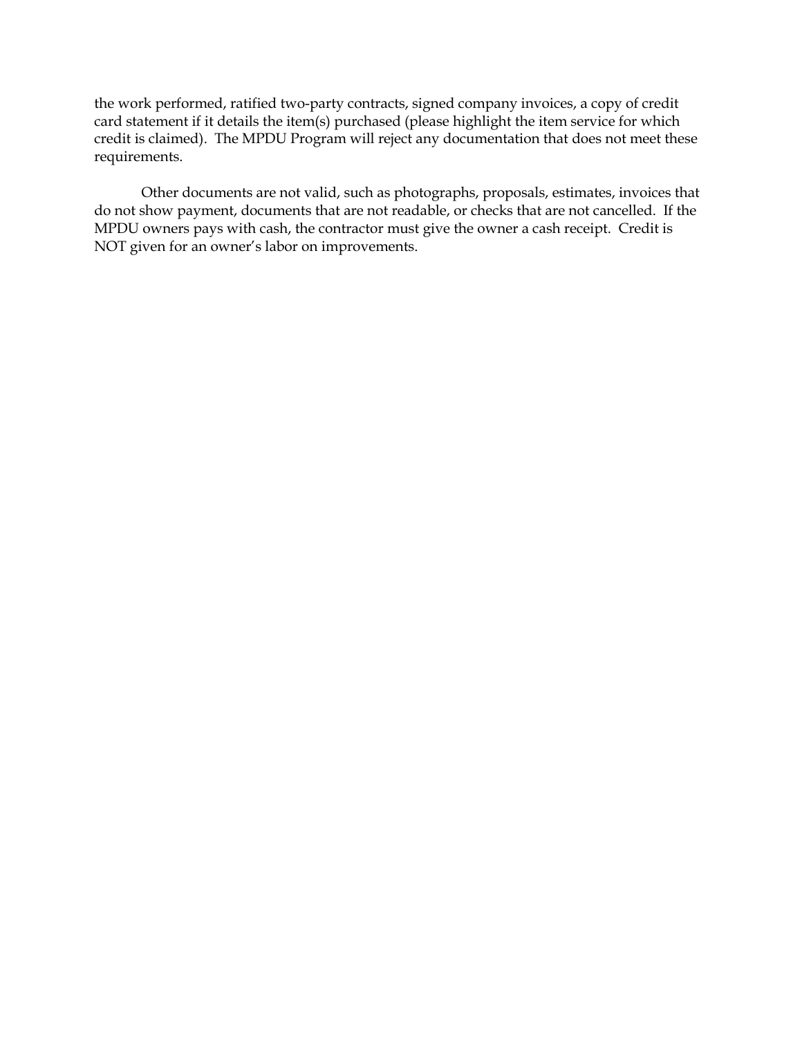the work performed, ratified two-party contracts, signed company invoices, a copy of credit card statement if it details the item(s) purchased (please highlight the item service for which credit is claimed). The MPDU Program will reject any documentation that does not meet these requirements.

Other documents are not valid, such as photographs, proposals, estimates, invoices that do not show payment, documents that are not readable, or checks that are not cancelled. If the MPDU owners pays with cash, the contractor must give the owner a cash receipt. Credit is NOT given for an owner's labor on improvements.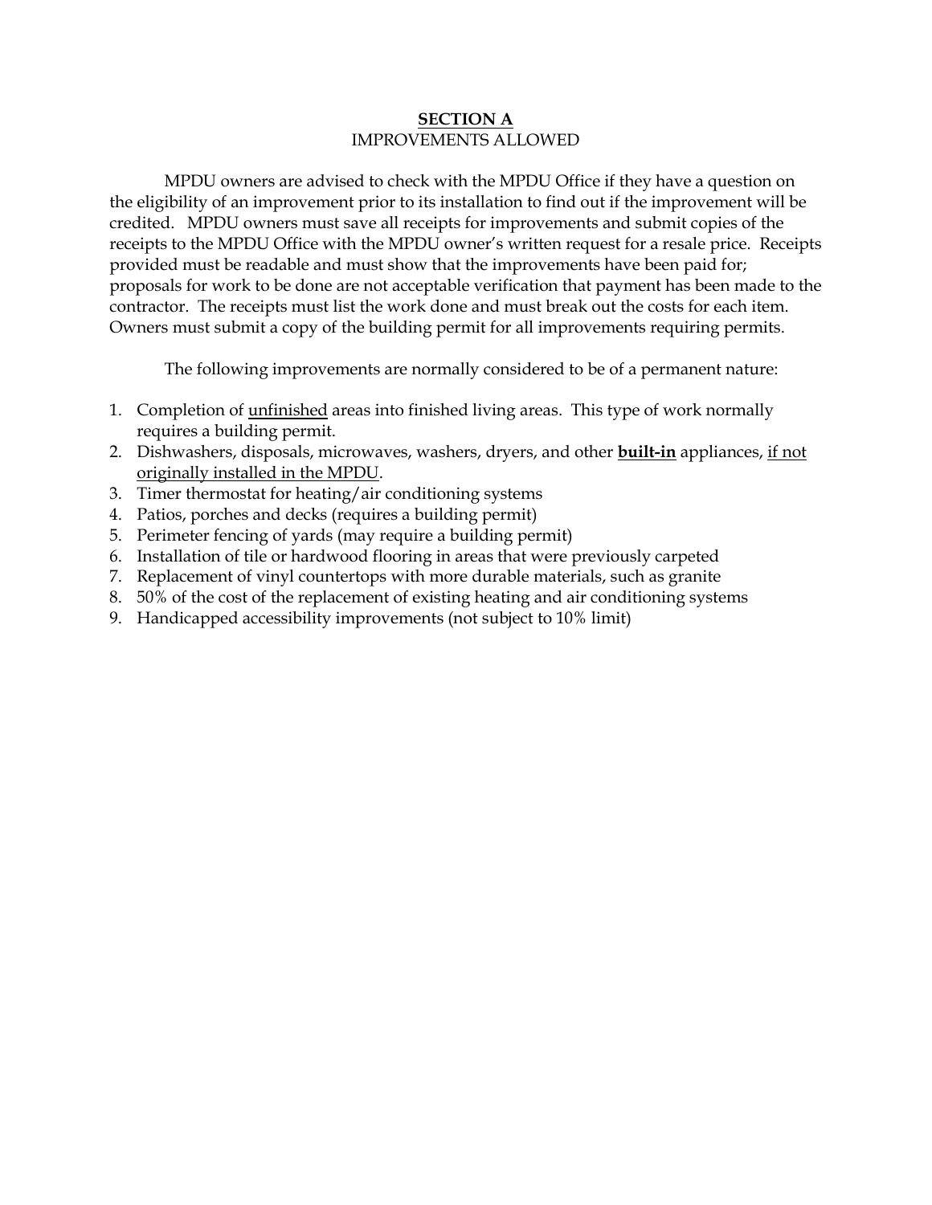## SECTION A

IMPROVEMENTS ALLOWED

MPDU owners are advised to check with the MPDU Office if they have a question on the eligibility of an improvement prior to its installation to find out if the improvement will be credited. MPDU owners must save all receipts for improvements and submit copies of the receipts to the MPDU Office with the MPDU owner's written request for a resale price. Receipts provided must be readable and must show that the improvements have been paid for; proposals for work to be done are not acceptable verification that payment has been made to the contractor. The receipts must list the work done and must break out the costs for each item. Owners must submit a copy of the building permit for all improvements requiring permits.

The following improvements are normally considered to be of a permanent nature:

1. Completion of <u>unfinished</u> areas into finished living areas. This type of work normally requires a building permit.
2. Dishwashers, disposals, microwaves, washers, dryers, and other **<u>built-in</u>** appliances, <u>if not originally installed in the MPDU</u>.
3. Timer thermostat for heating/air conditioning systems
4. Patios, porches and decks (requires a building permit)
5. Perimeter fencing of yards (may require a building permit)
6. Installation of tile or hardwood flooring in areas that were previously carpeted
7. Replacement of vinyl countertops with more durable materials, such as granite
8. 50% of the cost of the replacement of existing heating and air conditioning systems
9. Handicapped accessibility improvements (not subject to 10% limit)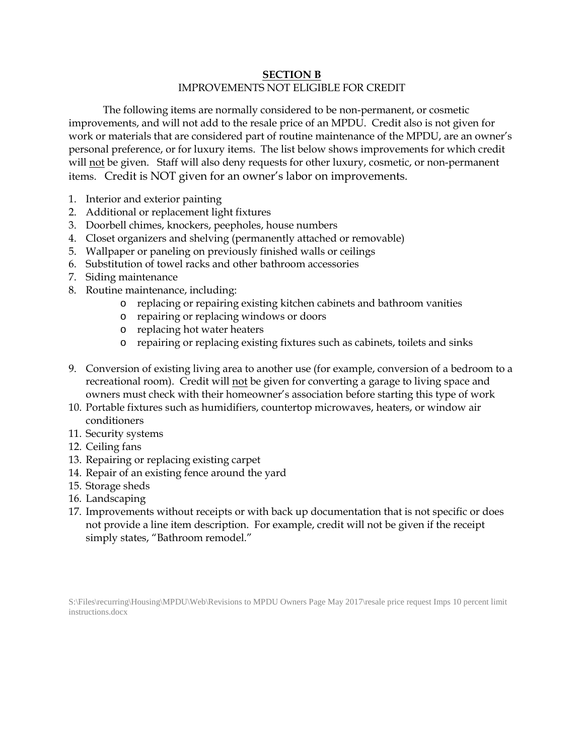## SECTION B

IMPROVEMENTS NOT ELIGIBLE FOR CREDIT

The following items are normally considered to be non-permanent, or cosmetic improvements, and will not add to the resale price of an MPDU. Credit also is not given for work or materials that are considered part of routine maintenance of the MPDU, are an owner's personal preference, or for luxury items. The list below shows improvements for which credit will not be given. Staff will also deny requests for other luxury, cosmetic, or non-permanent items. Credit is NOT given for an owner's labor on improvements.

1. Interior and exterior painting
2. Additional or replacement light fixtures
3. Doorbell chimes, knockers, peepholes, house numbers
4. Closet organizers and shelving (permanently attached or removable)
5. Wallpaper or paneling on previously finished walls or ceilings
6. Substitution of towel racks and other bathroom accessories
7. Siding maintenance
8. Routine maintenance, including:
    - replacing or repairing existing kitchen cabinets and bathroom vanities
    - repairing or replacing windows or doors
    - replacing hot water heaters
    - repairing or replacing existing fixtures such as cabinets, toilets and sinks
9. Conversion of existing living area to another use (for example, conversion of a bedroom to a recreational room). Credit will not be given for converting a garage to living space and owners must check with their homeowner's association before starting this type of work
10. Portable fixtures such as humidifiers, countertop microwaves, heaters, or window air conditioners
11. Security systems
12. Ceiling fans
13. Repairing or replacing existing carpet
14. Repair of an existing fence around the yard
15. Storage sheds
16. Landscaping
17. Improvements without receipts or with back up documentation that is not specific or does not provide a line item description. For example, credit will not be given if the receipt simply states, "Bathroom remodel."

S:\Files\recurring\Housing\MPDU\Web\Revisions to MPDU Owners Page May 2017\resale price request Imps 10 percent limit instructions.docx